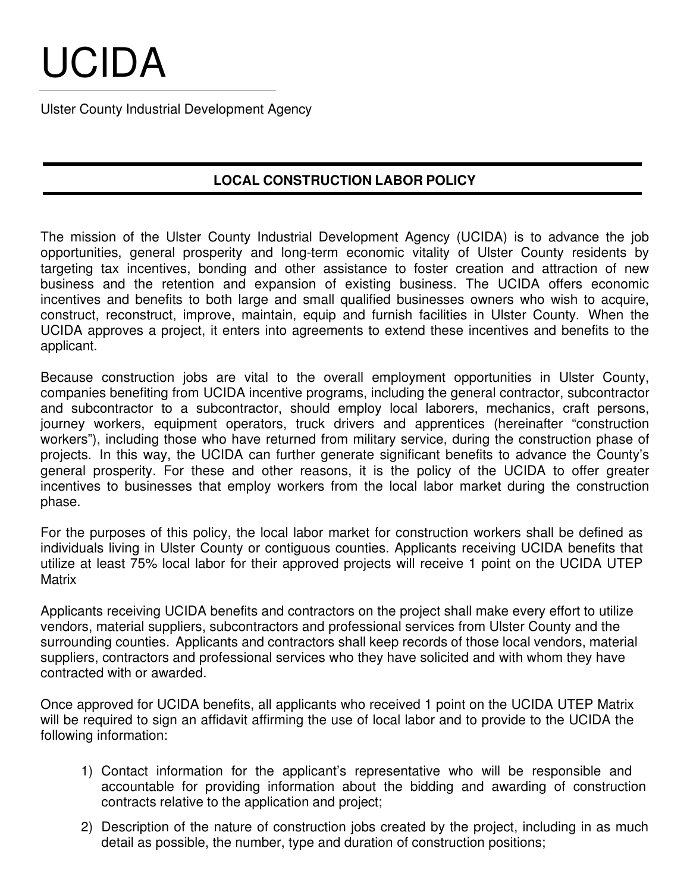# UCIDA

Ulster County Industrial Development Agency

## LOCAL CONSTRUCTION LABOR POLICY

The mission of the Ulster County Industrial Development Agency (UCIDA) is to advance the job opportunities, general prosperity and long-term economic vitality of Ulster County residents by targeting tax incentives, bonding and other assistance to foster creation and attraction of new business and the retention and expansion of existing business. The UCIDA offers economic incentives and benefits to both large and small qualified businesses owners who wish to acquire, construct, reconstruct, improve, maintain, equip and furnish facilities in Ulster County. When the UCIDA approves a project, it enters into agreements to extend these incentives and benefits to the applicant.

Because construction jobs are vital to the overall employment opportunities in Ulster County, companies benefiting from UCIDA incentive programs, including the general contractor, subcontractor and subcontractor to a subcontractor, should employ local laborers, mechanics, craft persons, journey workers, equipment operators, truck drivers and apprentices (hereinafter "construction workers"), including those who have returned from military service, during the construction phase of projects. In this way, the UCIDA can further generate significant benefits to advance the County's general prosperity. For these and other reasons, it is the policy of the UCIDA to offer greater incentives to businesses that employ workers from the local labor market during the construction phase.

For the purposes of this policy, the local labor market for construction workers shall be defined as individuals living in Ulster County or contiguous counties. Applicants receiving UCIDA benefits that utilize at least 75% local labor for their approved projects will receive 1 point on the UCIDA UTEP Matrix

Applicants receiving UCIDA benefits and contractors on the project shall make every effort to utilize vendors, material suppliers, subcontractors and professional services from Ulster County and the surrounding counties. Applicants and contractors shall keep records of those local vendors, material suppliers, contractors and professional services who they have solicited and with whom they have contracted with or awarded.

Once approved for UCIDA benefits, all applicants who received 1 point on the UCIDA UTEP Matrix will be required to sign an affidavit affirming the use of local labor and to provide to the UCIDA the following information:

1) Contact information for the applicant's representative who will be responsible and accountable for providing information about the bidding and awarding of construction contracts relative to the application and project;
2) Description of the nature of construction jobs created by the project, including in as much detail as possible, the number, type and duration of construction positions;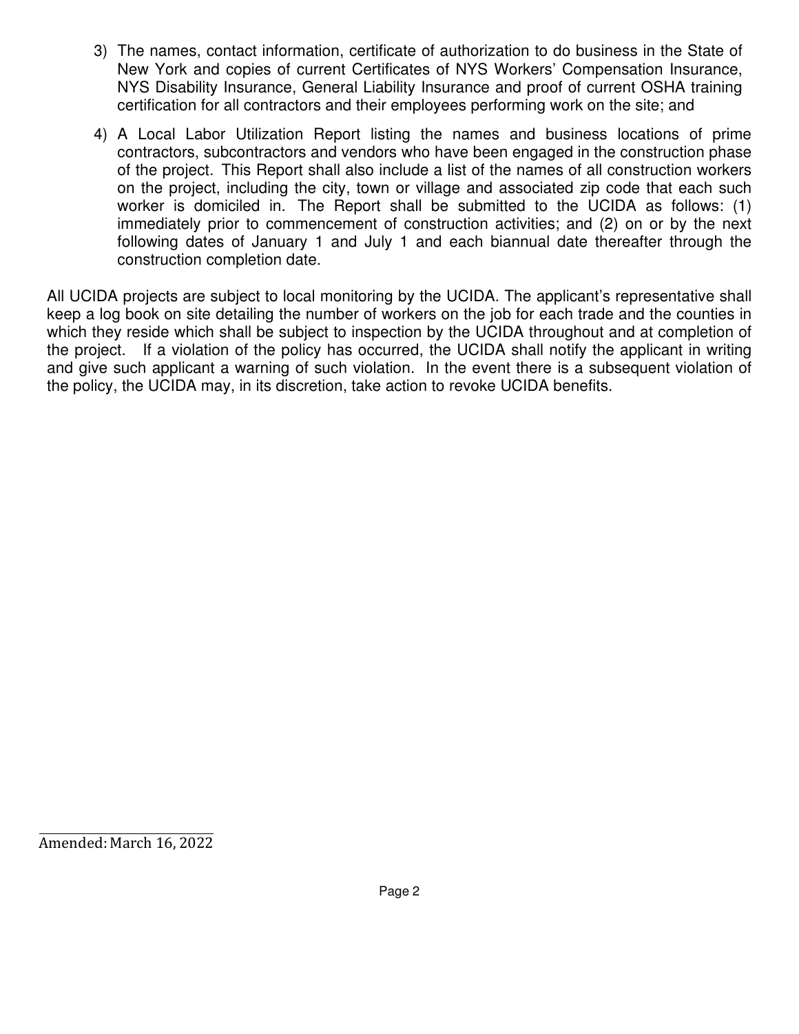3) The names, contact information, certificate of authorization to do business in the State of New York and copies of current Certificates of NYS Workers' Compensation Insurance, NYS Disability Insurance, General Liability Insurance and proof of current OSHA training certification for all contractors and their employees performing work on the site; and

4) A Local Labor Utilization Report listing the names and business locations of prime contractors, subcontractors and vendors who have been engaged in the construction phase of the project. This Report shall also include a list of the names of all construction workers on the project, including the city, town or village and associated zip code that each such worker is domiciled in. The Report shall be submitted to the UCIDA as follows: (1) immediately prior to commencement of construction activities; and (2) on or by the next following dates of January 1 and July 1 and each biannual date thereafter through the construction completion date.

All UCIDA projects are subject to local monitoring by the UCIDA. The applicant's representative shall keep a log book on site detailing the number of workers on the job for each trade and the counties in which they reside which shall be subject to inspection by the UCIDA throughout and at completion of the project. If a violation of the policy has occurred, the UCIDA shall notify the applicant in writing and give such applicant a warning of such violation. In the event there is a subsequent violation of the policy, the UCIDA may, in its discretion, take action to revoke UCIDA benefits.

Amended: March 16, 2022